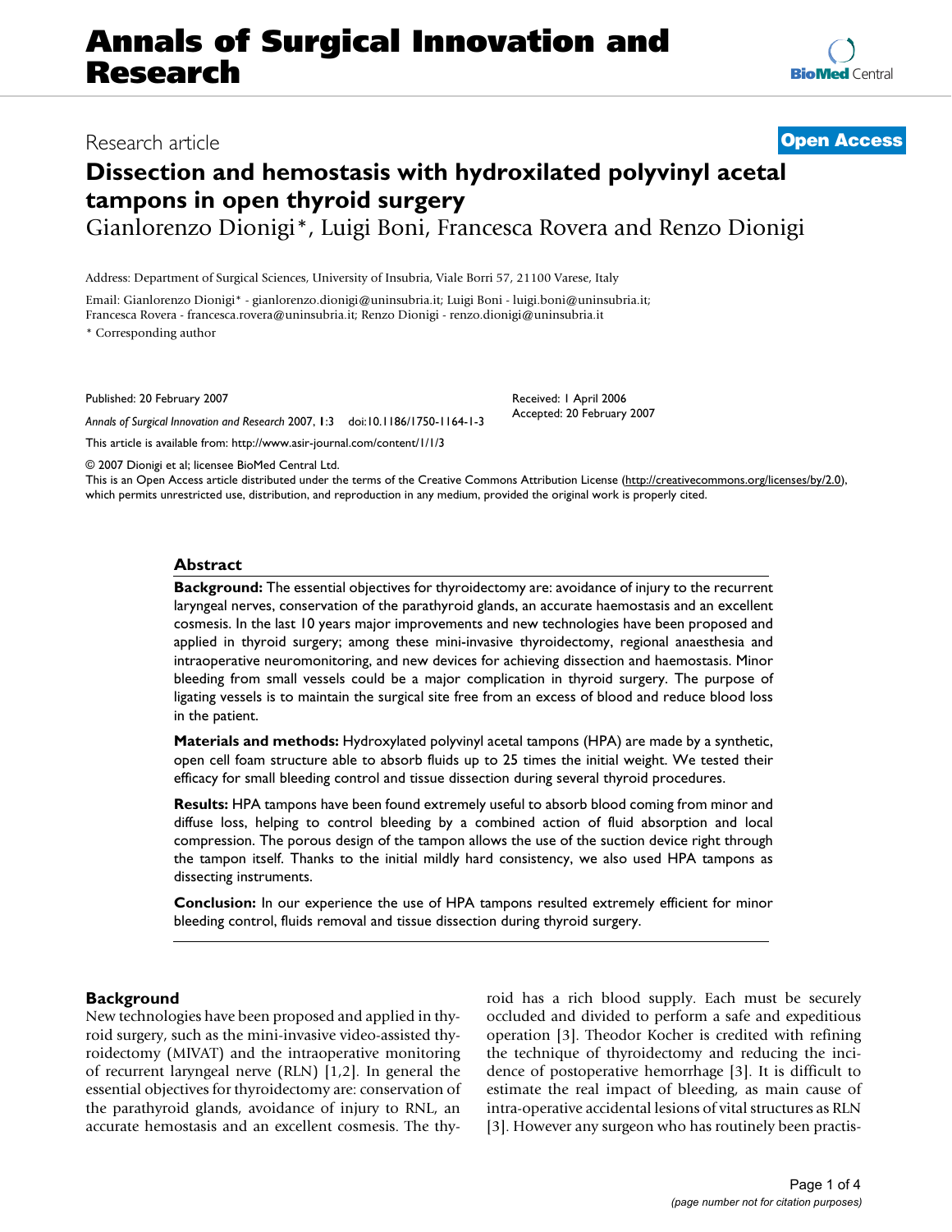Research article

**Open Access**

# Dissection and hemostasis with hydroxilated polyvinyl acetal tampons in open thyroid surgery

Gianlorenzo Dionigi*, Luigi Boni, Francesca Rovera and Renzo Dionigi

Address: Department of Surgical Sciences, University of Insubria, Viale Borri 57, 21100 Varese, Italy

Email: Gianlorenzo Dionigi* - gianlorenzo.dionigi@uninsubria.it; Luigi Boni - luigi.boni@uninsubria.it; Francesca Rovera - francesca.rovera@uninsubria.it; Renzo Dionigi - renzo.dionigi@uninsubria.it

\* Corresponding author

Published: 20 February 2007

*Annals of Surgical Innovation and Research* 2007, **1**:3 doi:10.1186/1750-1164-1-3

Received: 1 April 2006
Accepted: 20 February 2007

This article is available from: http://www.asir-journal.com/content/1/1/3

© 2007 Dionigi et al; licensee BioMed Central Ltd.
This is an Open Access article distributed under the terms of the Creative Commons Attribution License (http://creativecommons.org/licenses/by/2.0), which permits unrestricted use, distribution, and reproduction in any medium, provided the original work is properly cited.

## Abstract

**Background:** The essential objectives for thyroidectomy are: avoidance of injury to the recurrent laryngeal nerves, conservation of the parathyroid glands, an accurate haemostasis and an excellent cosmesis. In the last 10 years major improvements and new technologies have been proposed and applied in thyroid surgery; among these mini-invasive thyroidectomy, regional anaesthesia and intraoperative neuromonitoring, and new devices for achieving dissection and haemostasis. Minor bleeding from small vessels could be a major complication in thyroid surgery. The purpose of ligating vessels is to maintain the surgical site free from an excess of blood and reduce blood loss in the patient.

**Materials and methods:** Hydroxylated polyvinyl acetal tampons (HPA) are made by a synthetic, open cell foam structure able to absorb fluids up to 25 times the initial weight. We tested their efficacy for small bleeding control and tissue dissection during several thyroid procedures.

**Results:** HPA tampons have been found extremely useful to absorb blood coming from minor and diffuse loss, helping to control bleeding by a combined action of fluid absorption and local compression. The porous design of the tampon allows the use of the suction device right through the tampon itself. Thanks to the initial mildly hard consistency, we also used HPA tampons as dissecting instruments.

**Conclusion:** In our experience the use of HPA tampons resulted extremely efficient for minor bleeding control, fluids removal and tissue dissection during thyroid surgery.

## Background

New technologies have been proposed and applied in thyroid surgery, such as the mini-invasive video-assisted thyroidectomy (MIVAT) and the intraoperative monitoring of recurrent laryngeal nerve (RLN) [1,2]. In general the essential objectives for thyroidectomy are: conservation of the parathyroid glands, avoidance of injury to RNL, an accurate hemostasis and an excellent cosmesis. The thyroid has a rich blood supply. Each must be securely occluded and divided to perform a safe and expeditious operation [3]. Theodor Kocher is credited with refining the technique of thyroidectomy and reducing the incidence of postoperative hemorrhage [3]. It is difficult to estimate the real impact of bleeding, as main cause of intra-operative accidental lesions of vital structures as RLN [3]. However any surgeon who has routinely been practis-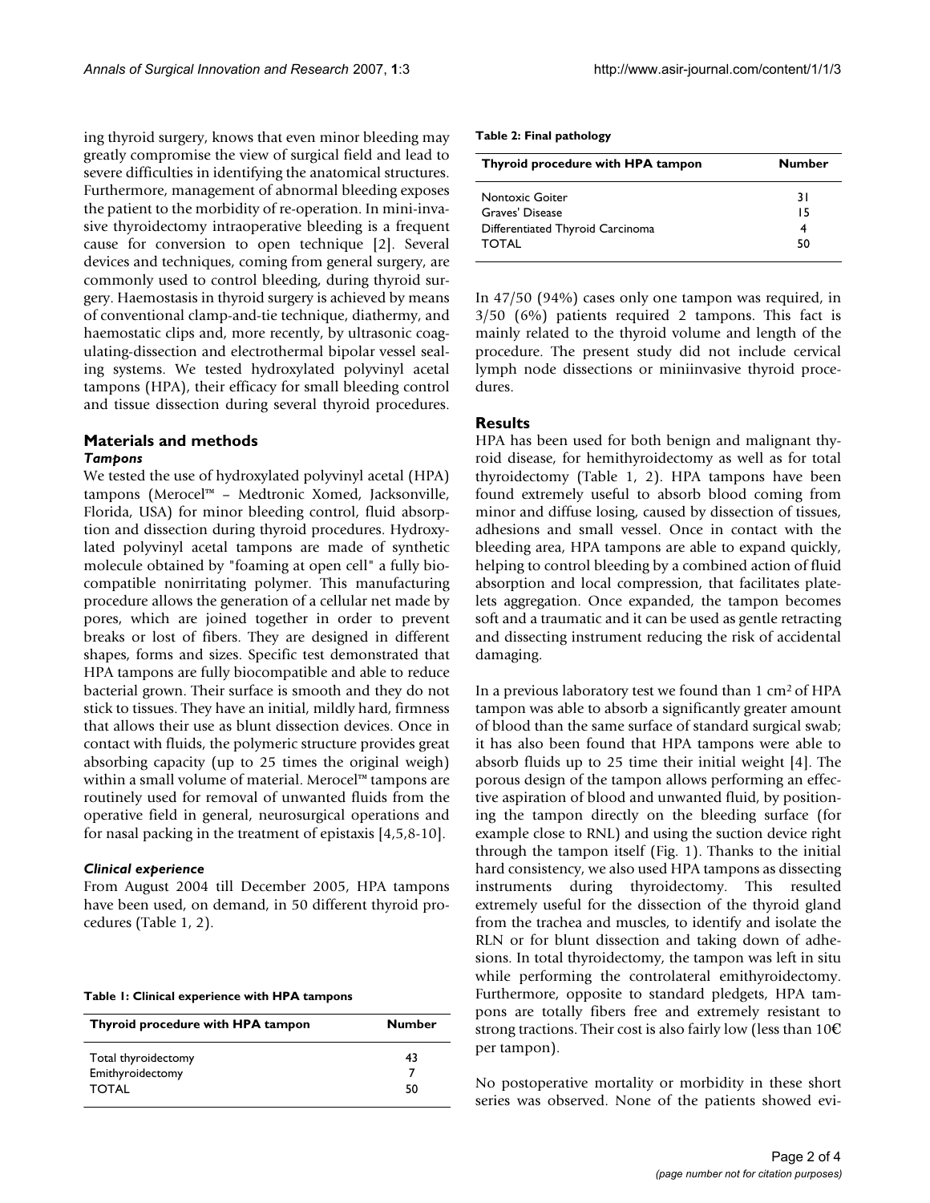ing thyroid surgery, knows that even minor bleeding may greatly compromise the view of surgical field and lead to severe difficulties in identifying the anatomical structures. Furthermore, management of abnormal bleeding exposes the patient to the morbidity of re-operation. In mini-invasive thyroidectomy intraoperative bleeding is a frequent cause for conversion to open technique [2]. Several devices and techniques, coming from general surgery, are commonly used to control bleeding, during thyroid surgery. Haemostasis in thyroid surgery is achieved by means of conventional clamp-and-tie technique, diathermy, and haemostatic clips and, more recently, by ultrasonic coagulating-dissection and electrothermal bipolar vessel sealing systems. We tested hydroxylated polyvinyl acetal tampons (HPA), their efficacy for small bleeding control and tissue dissection during several thyroid procedures.

## Materials and methods

### *Tampons*

We tested the use of hydroxylated polyvinyl acetal (HPA) tampons (Merocel™ – Medtronic Xomed, Jacksonville, Florida, USA) for minor bleeding control, fluid absorption and dissection during thyroid procedures. Hydroxylated polyvinyl acetal tampons are made of synthetic molecule obtained by "foaming at open cell" a fully biocompatible nonirritating polymer. This manufacturing procedure allows the generation of a cellular net made by pores, which are joined together in order to prevent breaks or lost of fibers. They are designed in different shapes, forms and sizes. Specific test demonstrated that HPA tampons are fully biocompatible and able to reduce bacterial grown. Their surface is smooth and they do not stick to tissues. They have an initial, mildly hard, firmness that allows their use as blunt dissection devices. Once in contact with fluids, the polymeric structure provides great absorbing capacity (up to 25 times the original weigh) within a small volume of material. Merocel™ tampons are routinely used for removal of unwanted fluids from the operative field in general, neurosurgical operations and for nasal packing in the treatment of epistaxis [4,5,8-10].

### *Clinical experience*

From August 2004 till December 2005, HPA tampons have been used, on demand, in 50 different thyroid procedures (Table 1, 2).

**Table 1: Clinical experience with HPA tampons**

| Thyroid procedure with HPA tampon | Number |
|---|---|
| Total thyroidectomy | 43 |
| Emithyroidectomy | 7 |
| TOTAL | 50 |

**Table 2: Final pathology**

| Thyroid procedure with HPA tampon | Number |
|---|---|
| Nontoxic Goiter | 31 |
| Graves' Disease | 15 |
| Differentiated Thyroid Carcinoma | 4 |
| TOTAL | 50 |

In 47/50 (94%) cases only one tampon was required, in 3/50 (6%) patients required 2 tampons. This fact is mainly related to the thyroid volume and length of the procedure. The present study did not include cervical lymph node dissections or miniinvasive thyroid procedures.

## Results

HPA has been used for both benign and malignant thyroid disease, for hemithyroidectomy as well as for total thyroidectomy (Table 1, 2). HPA tampons have been found extremely useful to absorb blood coming from minor and diffuse losing, caused by dissection of tissues, adhesions and small vessel. Once in contact with the bleeding area, HPA tampons are able to expand quickly, helping to control bleeding by a combined action of fluid absorption and local compression, that facilitates platelets aggregation. Once expanded, the tampon becomes soft and a traumatic and it can be used as gentle retracting and dissecting instrument reducing the risk of accidental damaging.

In a previous laboratory test we found than 1 cm$^2$ of HPA tampon was able to absorb a significantly greater amount of blood than the same surface of standard surgical swab; it has also been found that HPA tampons were able to absorb fluids up to 25 time their initial weight [4]. The porous design of the tampon allows performing an effective aspiration of blood and unwanted fluid, by positioning the tampon directly on the bleeding surface (for example close to RNL) and using the suction device right through the tampon itself (Fig. 1). Thanks to the initial hard consistency, we also used HPA tampons as dissecting instruments during thyroidectomy. This resulted extremely useful for the dissection of the thyroid gland from the trachea and muscles, to identify and isolate the RLN or for blunt dissection and taking down of adhesions. In total thyroidectomy, the tampon was left in situ while performing the controlateral emithyroidectomy. Furthermore, opposite to standard pledgets, HPA tampons are totally fibers free and extremely resistant to strong tractions. Their cost is also fairly low (less than 10€ per tampon).

No postoperative mortality or morbidity in these short series was observed. None of the patients showed evi-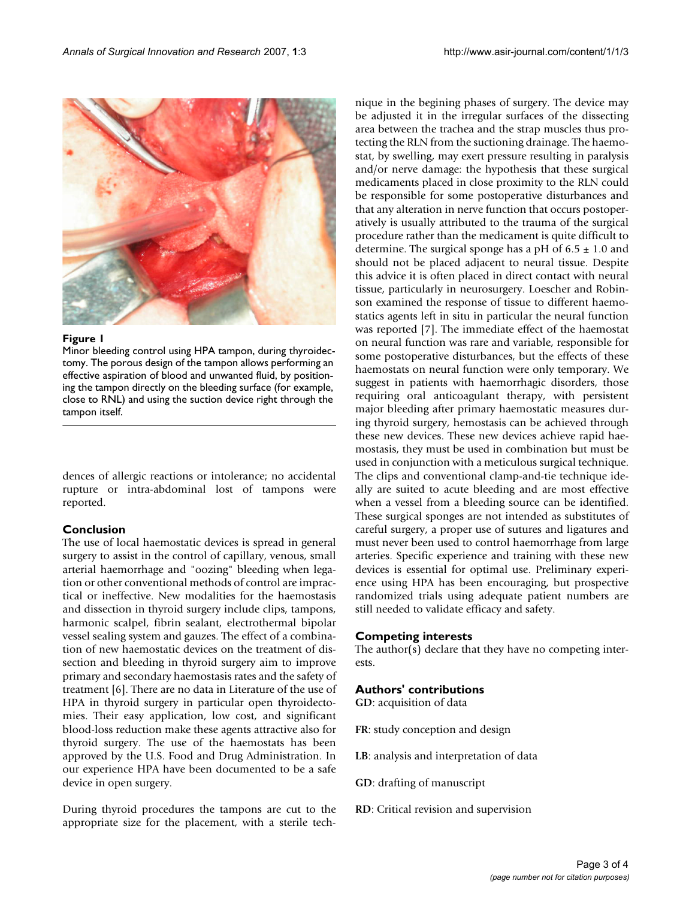**Figure 1**

Minor bleeding control using HPA tampon, during thyroidectomy. The porous design of the tampon allows performing an effective aspiration of blood and unwanted fluid, by positioning the tampon directly on the bleeding surface (for example, close to RNL) and using the suction device right through the tampon itself.

dences of allergic reactions or intolerance; no accidental rupture or intra-abdominal lost of tampons were reported.

## Conclusion

The use of local haemostatic devices is spread in general surgery to assist in the control of capillary, venous, small arterial haemorrhage and "oozing" bleeding when legation or other conventional methods of control are impractical or ineffective. New modalities for the haemostasis and dissection in thyroid surgery include clips, tampons, harmonic scalpel, fibrin sealant, electrothermal bipolar vessel sealing system and gauzes. The effect of a combination of new haemostatic devices on the treatment of dissection and bleeding in thyroid surgery aim to improve primary and secondary haemostasis rates and the safety of treatment [6]. There are no data in Literature of the use of HPA in thyroid surgery in particular open thyroidectomies. Their easy application, low cost, and significant blood-loss reduction make these agents attractive also for thyroid surgery. The use of the haemostats has been approved by the U.S. Food and Drug Administration. In our experience HPA have been documented to be a safe device in open surgery.

During thyroid procedures the tampons are cut to the appropriate size for the placement, with a sterile technique in the begining phases of surgery. The device may be adjusted it in the irregular surfaces of the dissecting area between the trachea and the strap muscles thus protecting the RLN from the suctioning drainage. The haemostat, by swelling, may exert pressure resulting in paralysis and/or nerve damage: the hypothesis that these surgical medicaments placed in close proximity to the RLN could be responsible for some postoperative disturbances and that any alteration in nerve function that occurs postoperatively is usually attributed to the trauma of the surgical procedure rather than the medicament is quite difficult to determine. The surgical sponge has a pH of 6.5 ± 1.0 and should not be placed adjacent to neural tissue. Despite this advice it is often placed in direct contact with neural tissue, particularly in neurosurgery. Loescher and Robinson examined the response of tissue to different haemostatics agents left in situ in particular the neural function was reported [7]. The immediate effect of the haemostat on neural function was rare and variable, responsible for some postoperative disturbances, but the effects of these haemostats on neural function were only temporary. We suggest in patients with haemorrhagic disorders, those requiring oral anticoagulant therapy, with persistent major bleeding after primary haemostatic measures during thyroid surgery, hemostasis can be achieved through these new devices. These new devices achieve rapid haemostasis, they must be used in combination but must be used in conjunction with a meticulous surgical technique. The clips and conventional clamp-and-tie technique ideally are suited to acute bleeding and are most effective when a vessel from a bleeding source can be identified. These surgical sponges are not intended as substitutes of careful surgery, a proper use of sutures and ligatures and must never been used to control haemorrhage from large arteries. Specific experience and training with these new devices is essential for optimal use. Preliminary experience using HPA has been encouraging, but prospective randomized trials using adequate patient numbers are still needed to validate efficacy and safety.

## Competing interests

The author(s) declare that they have no competing interests.

## Authors' contributions

**GD**: acquisition of data

**FR**: study conception and design

**LB**: analysis and interpretation of data

**GD**: drafting of manuscript

**RD**: Critical revision and supervision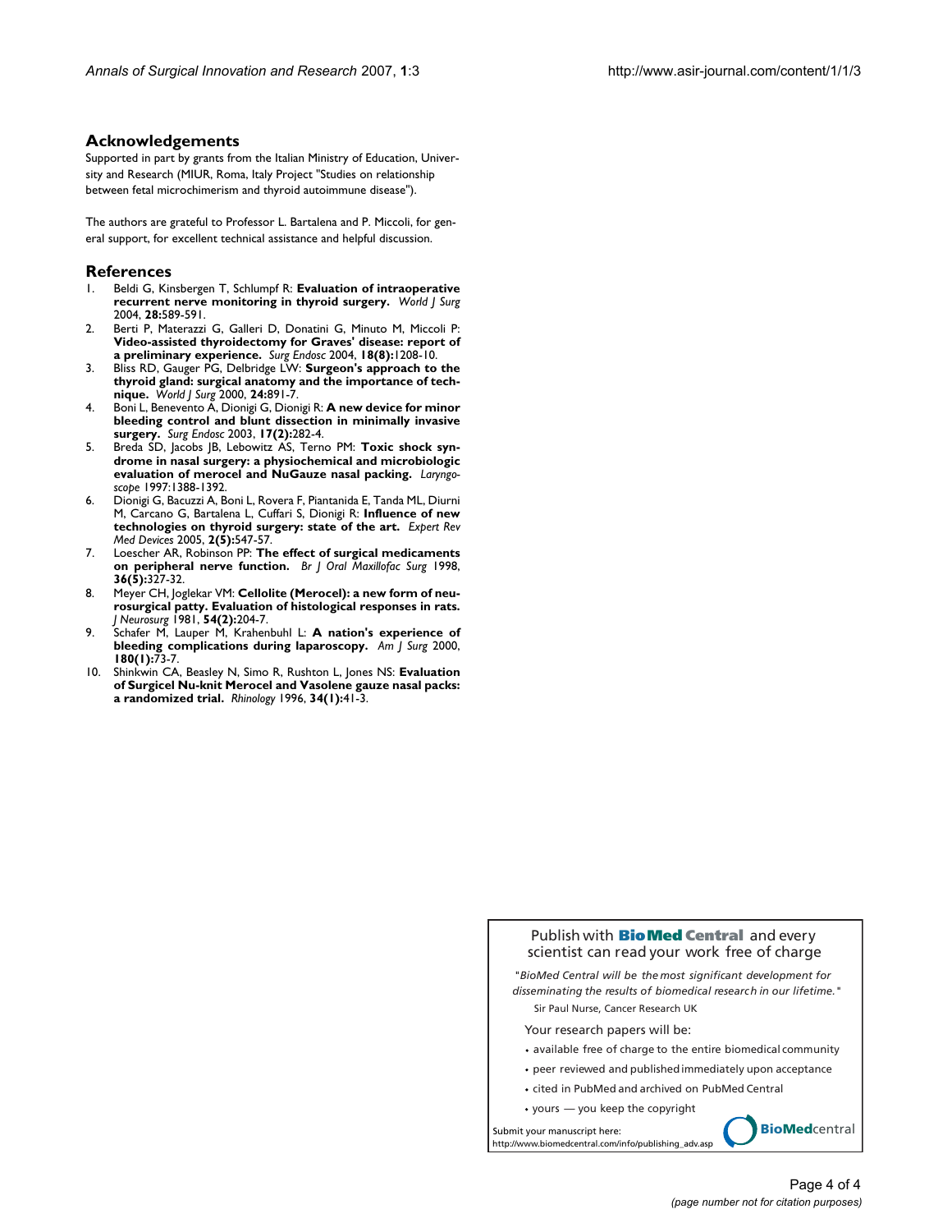## Acknowledgements

Supported in part by grants from the Italian Ministry of Education, University and Research (MIUR, Roma, Italy Project "Studies on relationship between fetal microchimerism and thyroid autoimmune disease").

The authors are grateful to Professor L. Bartalena and P. Miccoli, for general support, for excellent technical assistance and helpful discussion.

## References

1. Beldi G, Kinsbergen T, Schlumpf R: **Evaluation of intraoperative recurrent nerve monitoring in thyroid surgery.** *World J Surg* 2004, **28:**589-591.
2. Berti P, Materazzi G, Galleri D, Donatini G, Minuto M, Miccoli P: **Video-assisted thyroidectomy for Graves' disease: report of a preliminary experience.** *Surg Endosc* 2004, **18(8):**1208-10.
3. Bliss RD, Gauger PG, Delbridge LW: **Surgeon's approach to the thyroid gland: surgical anatomy and the importance of technique.** *World J Surg* 2000, **24:**891-7.
4. Boni L, Benevento A, Dionigi G, Dionigi R: **A new device for minor bleeding control and blunt dissection in minimally invasive surgery.** *Surg Endosc* 2003, **17(2):**282-4.
5. Breda SD, Jacobs JB, Lebowitz AS, Terno PM: **Toxic shock syndrome in nasal surgery: a physiochemical and microbiologic evaluation of merocel and NuGauze nasal packing.** *Laryngoscope* 1997:1388-1392.
6. Dionigi G, Bacuzzi A, Boni L, Rovera F, Piantanida E, Tanda ML, Diurni M, Carcano G, Bartalena L, Cuffari S, Dionigi R: **Influence of new technologies on thyroid surgery: state of the art.** *Expert Rev Med Devices* 2005, **2(5):**547-57.
7. Loescher AR, Robinson PP: **The effect of surgical medicaments on peripheral nerve function.** *Br J Oral Maxillofac Surg* 1998, **36(5):**327-32.
8. Meyer CH, Joglekar VM: **Cellolite (Merocel): a new form of neurosurgical patty. Evaluation of histological responses in rats.** *J Neurosurg* 1981, **54(2):**204-7.
9. Schafer M, Lauper M, Krahenbuhl L: **A nation's experience of bleeding complications during laparoscopy.** *Am J Surg* 2000, **180(1):**73-7.
10. Shinkwin CA, Beasley N, Simo R, Rushton L, Jones NS: **Evaluation of Surgicel Nu-knit Merocel and Vasolene gauze nasal packs: a randomized trial.** *Rhinology* 1996, **34(1):**41-3.

Publish with **BioMed Central** and every scientist can read your work free of charge

*"BioMed Central will be the most significant development for disseminating the results of biomedical research in our lifetime."*

Sir Paul Nurse, Cancer Research UK

Your research papers will be:

- available free of charge to the entire biomedical community
- peer reviewed and published immediately upon acceptance
- cited in PubMed and archived on PubMed Central
- yours — you keep the copyright

Submit your manuscript here:
http://www.biomedcentral.com/info/publishing_adv.asp

BioMedcentral